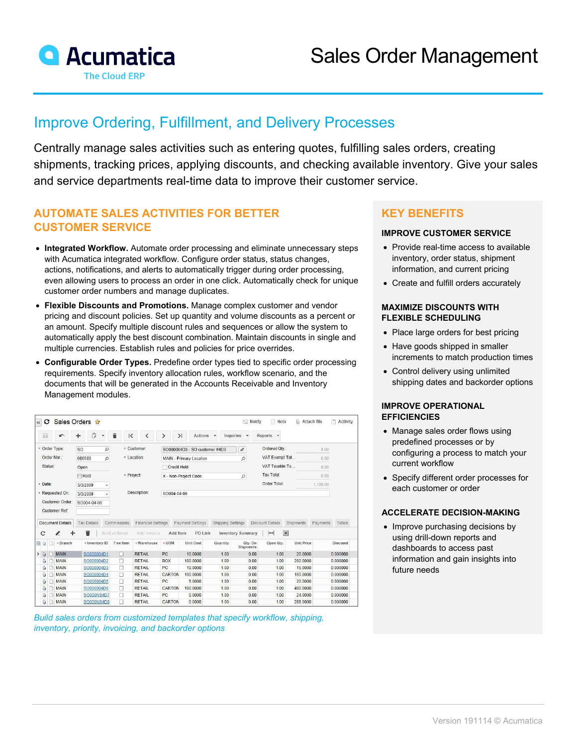# Acumatica

The Cloud ERP

# Sales Order Management

## Improve Ordering, Fulfillment, and Delivery Processes

Centrally manage sales activities such as entering quotes, fulfilling sales orders, creating shipments, tracking prices, applying discounts, and checking available inventory. Give your sales and service departments real-time data to improve their customer service.

## AUTOMATE SALES ACTIVITIES FOR BETTER CUSTOMER SERVICE

- **Integrated Workflow.** Automate order processing and eliminate unnecessary steps with Acumatica integrated workflow. Configure order status, status changes, actions, notifications, and alerts to automatically trigger during order processing, even allowing users to process an order in one click. Automatically check for unique customer order numbers and manage duplicates.
- **Flexible Discounts and Promotions.** Manage complex customer and vendor pricing and discount policies. Set up quantity and volume discounts as a percent or an amount. Specify multiple discount rules and sequences or allow the system to automatically apply the best discount combination. Maintain discounts in single and multiple currencies. Establish rules and policies for price overrides.
- **Configurable Order Types.** Predefine order types tied to specific order processing requirements. Specify inventory allocation rules, workflow scenario, and the documents that will be generated in the Accounts Receivable and Inventory Management modules.

*Build sales orders from customized templates that specify workflow, shipping, inventory, priority, invoicing, and backorder options*

## KEY BENEFITS

### IMPROVE CUSTOMER SERVICE

- Provide real-time access to available inventory, order status, shipment information, and current pricing
- Create and fulfill orders accurately

### MAXIMIZE DISCOUNTS WITH FLEXIBLE SCHEDULING

- Place large orders for best pricing
- Have goods shipped in smaller increments to match production times
- Control delivery using unlimited shipping dates and backorder options

### IMPROVE OPERATIONAL EFFICIENCIES

- Manage sales order flows using predefined processes or by configuring a process to match your current workflow
- Specify different order processes for each customer or order

### ACCELERATE DECISION-MAKING

- Improve purchasing decisions by using drill-down reports and dashboards to access past information and gain insights into future needs

Version 191114 © Acumatica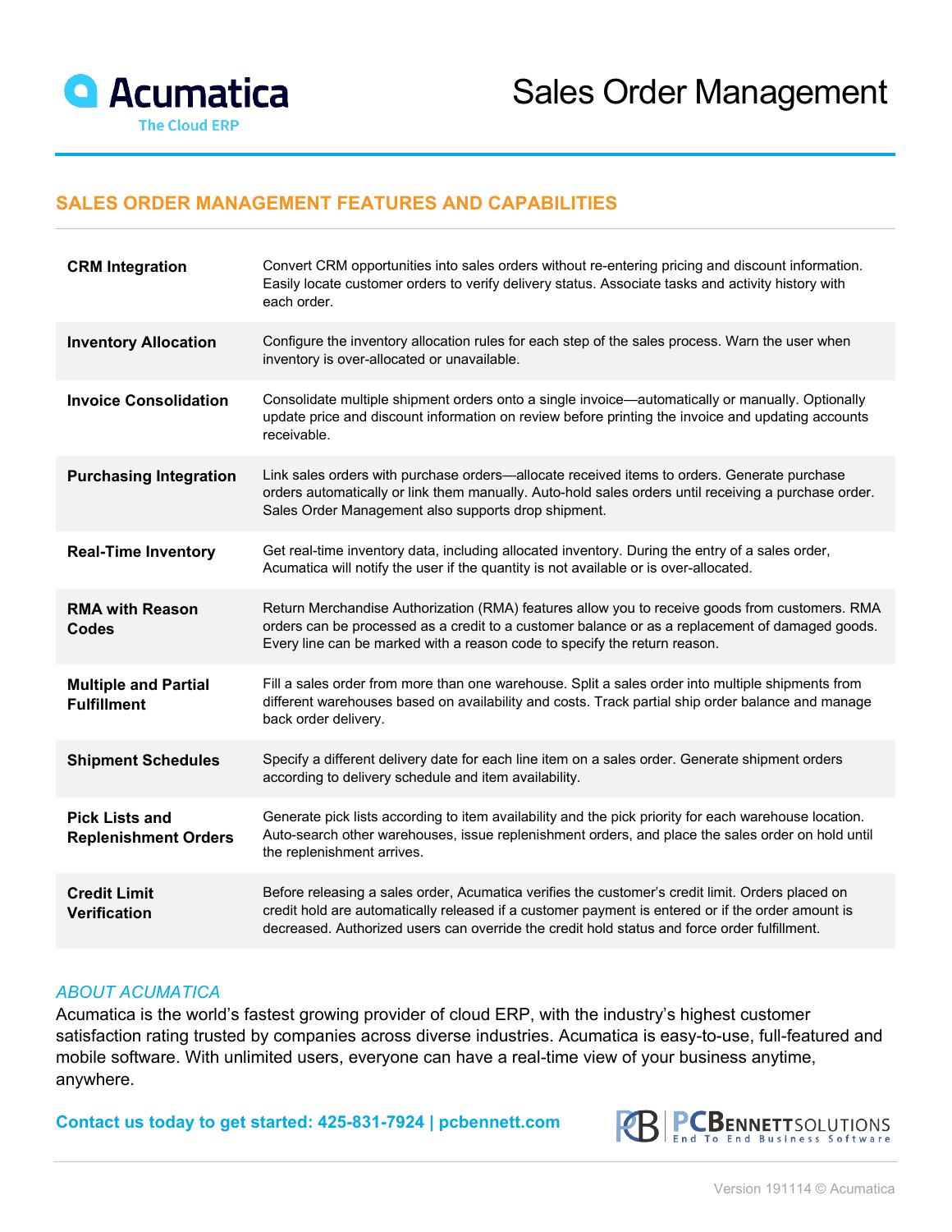Acumatica

The Cloud ERP

# Sales Order Management

## SALES ORDER MANAGEMENT FEATURES AND CAPABILITIES

| | |
|---|---|
| **CRM Integration** | Convert CRM opportunities into sales orders without re-entering pricing and discount information. Easily locate customer orders to verify delivery status. Associate tasks and activity history with each order. |
| **Inventory Allocation** | Configure the inventory allocation rules for each step of the sales process. Warn the user when inventory is over-allocated or unavailable. |
| **Invoice Consolidation** | Consolidate multiple shipment orders onto a single invoice—automatically or manually. Optionally update price and discount information on review before printing the invoice and updating accounts receivable. |
| **Purchasing Integration** | Link sales orders with purchase orders—allocate received items to orders. Generate purchase orders automatically or link them manually. Auto-hold sales orders until receiving a purchase order. Sales Order Management also supports drop shipment. |
| **Real-Time Inventory** | Get real-time inventory data, including allocated inventory. During the entry of a sales order, Acumatica will notify the user if the quantity is not available or is over-allocated. |
| **RMA with Reason Codes** | Return Merchandise Authorization (RMA) features allow you to receive goods from customers. RMA orders can be processed as a credit to a customer balance or as a replacement of damaged goods. Every line can be marked with a reason code to specify the return reason. |
| **Multiple and Partial Fulfillment** | Fill a sales order from more than one warehouse. Split a sales order into multiple shipments from different warehouses based on availability and costs. Track partial ship order balance and manage back order delivery. |
| **Shipment Schedules** | Specify a different delivery date for each line item on a sales order. Generate shipment orders according to delivery schedule and item availability. |
| **Pick Lists and Replenishment Orders** | Generate pick lists according to item availability and the pick priority for each warehouse location. Auto-search other warehouses, issue replenishment orders, and place the sales order on hold until the replenishment arrives. |
| **Credit Limit Verification** | Before releasing a sales order, Acumatica verifies the customer's credit limit. Orders placed on credit hold are automatically released if a customer payment is entered or if the order amount is decreased. Authorized users can override the credit hold status and force order fulfillment. |

### *ABOUT ACUMATICA*

Acumatica is the world's fastest growing provider of cloud ERP, with the industry's highest customer satisfaction rating trusted by companies across diverse industries. Acumatica is easy-to-use, full-featured and mobile software. With unlimited users, everyone can have a real-time view of your business anytime, anywhere.

**Contact us today to get started: 425-831-7924 | pcbennett.com**

PCBENNETT SOLUTIONS
End To End Business Software

Version 191114 © Acumatica